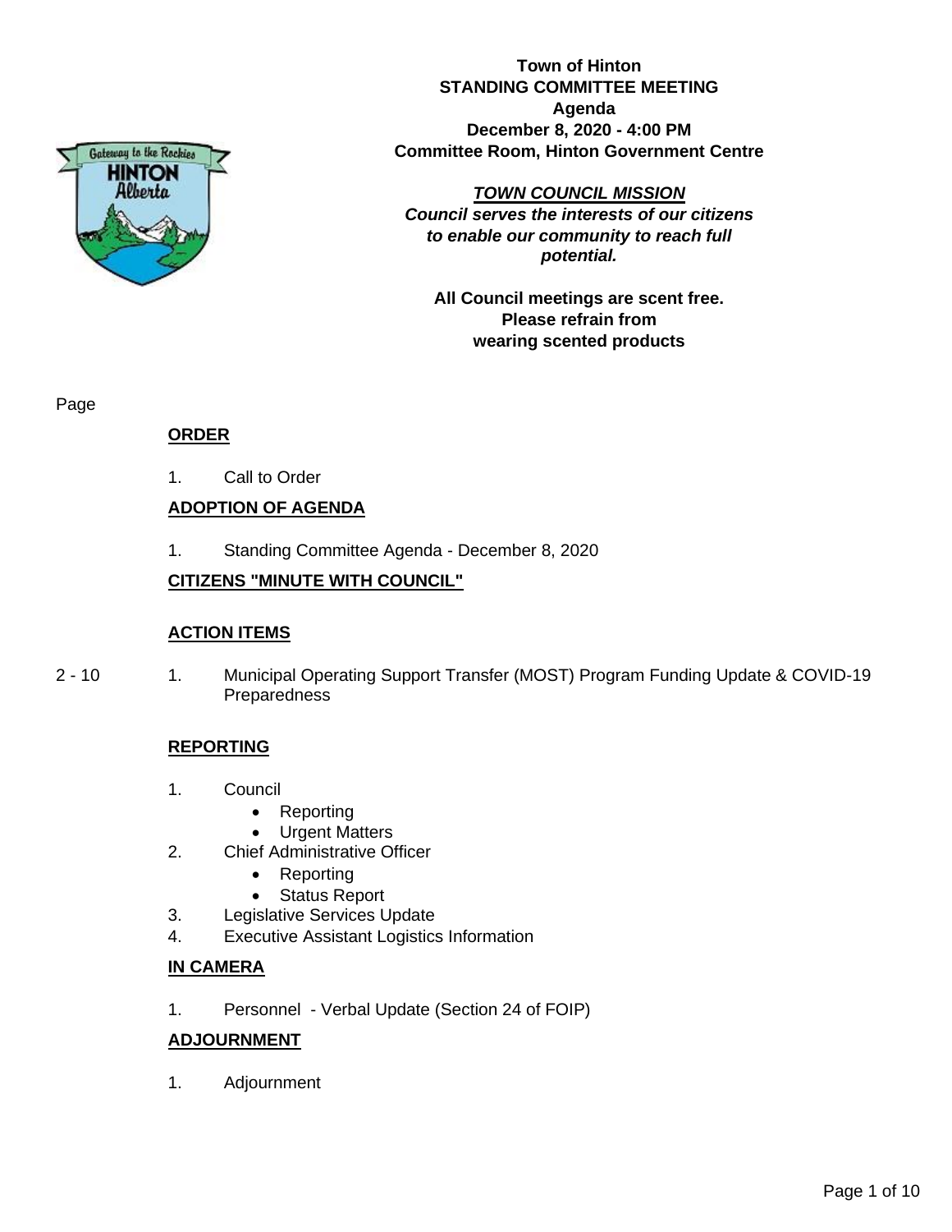**Town of Hinton**
**STANDING COMMITTEE MEETING**
**Agenda**
**December 8, 2020 - 4:00 PM**
**Committee Room, Hinton Government Centre**

***TOWN COUNCIL MISSION***
***Council serves the interests of our citizens to enable our community to reach full potential.***

**All Council meetings are scent free. Please refrain from wearing scented products**

Page

## ORDER

1. Call to Order

## ADOPTION OF AGENDA

1. Standing Committee Agenda - December 8, 2020

## CITIZENS "MINUTE WITH COUNCIL"

## ACTION ITEMS

2 - 10 1. Municipal Operating Support Transfer (MOST) Program Funding Update & COVID-19 Preparedness

## REPORTING

1. Council
   - Reporting
   - Urgent Matters
2. Chief Administrative Officer
   - Reporting
   - Status Report
3. Legislative Services Update
4. Executive Assistant Logistics Information

## IN CAMERA

1. Personnel - Verbal Update (Section 24 of FOIP)

## ADJOURNMENT

1. Adjournment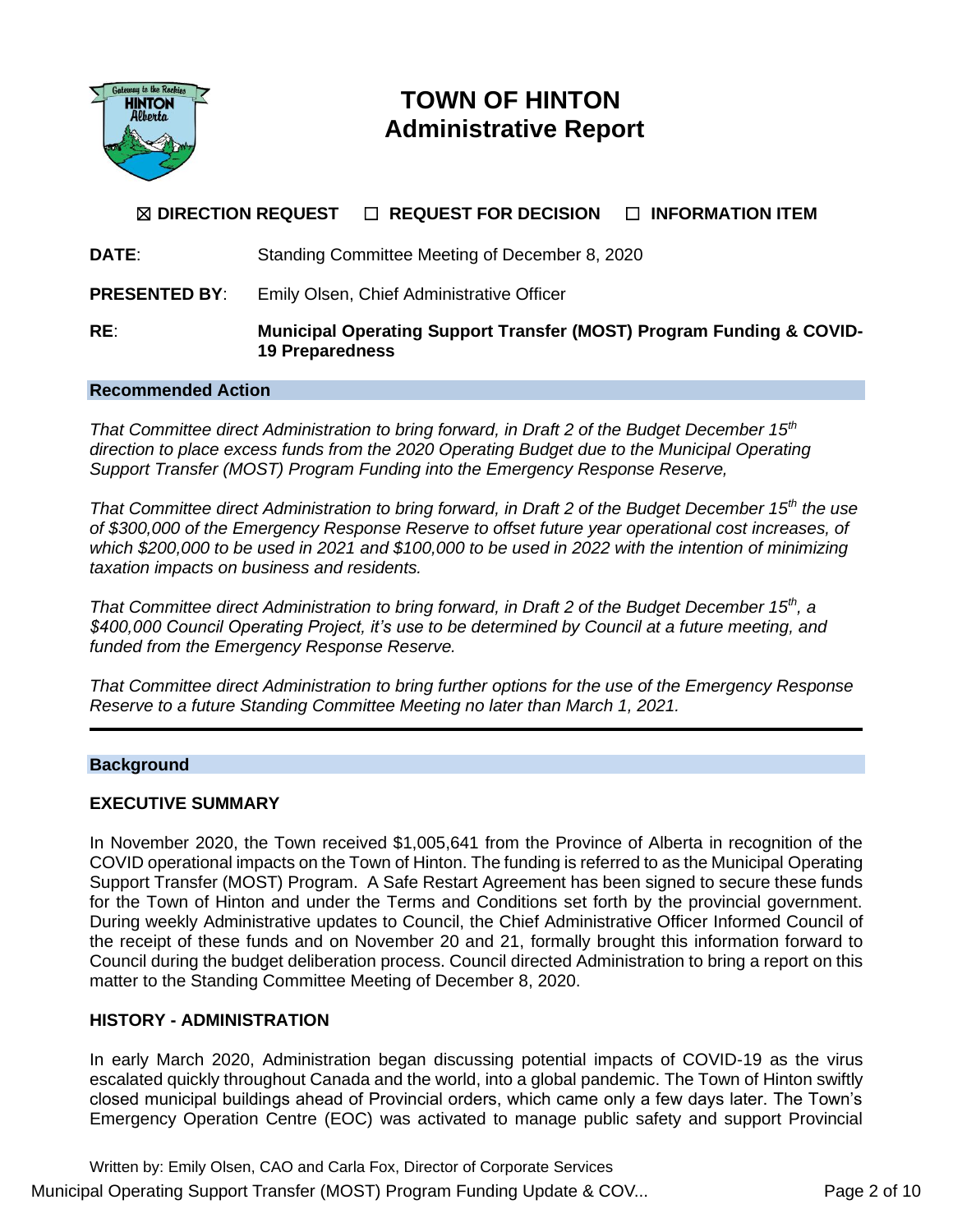# TOWN OF HINTON
## Administrative Report

☒ **DIRECTION REQUEST** ☐ **REQUEST FOR DECISION** ☐ **INFORMATION ITEM**

**DATE**: Standing Committee Meeting of December 8, 2020

**PRESENTED BY**: Emily Olsen, Chief Administrative Officer

**RE**: **Municipal Operating Support Transfer (MOST) Program Funding & COVID-19 Preparedness**

### Recommended Action

*That Committee direct Administration to bring forward, in Draft 2 of the Budget December 15th direction to place excess funds from the 2020 Operating Budget due to the Municipal Operating Support Transfer (MOST) Program Funding into the Emergency Response Reserve,*

*That Committee direct Administration to bring forward, in Draft 2 of the Budget December 15th the use of $300,000 of the Emergency Response Reserve to offset future year operational cost increases, of which $200,000 to be used in 2021 and $100,000 to be used in 2022 with the intention of minimizing taxation impacts on business and residents.*

*That Committee direct Administration to bring forward, in Draft 2 of the Budget December 15th, a $400,000 Council Operating Project, it's use to be determined by Council at a future meeting, and funded from the Emergency Response Reserve.*

*That Committee direct Administration to bring further options for the use of the Emergency Response Reserve to a future Standing Committee Meeting no later than March 1, 2021.*

---

### Background

#### EXECUTIVE SUMMARY

In November 2020, the Town received $1,005,641 from the Province of Alberta in recognition of the COVID operational impacts on the Town of Hinton. The funding is referred to as the Municipal Operating Support Transfer (MOST) Program. A Safe Restart Agreement has been signed to secure these funds for the Town of Hinton and under the Terms and Conditions set forth by the provincial government. During weekly Administrative updates to Council, the Chief Administrative Officer Informed Council of the receipt of these funds and on November 20 and 21, formally brought this information forward to Council during the budget deliberation process. Council directed Administration to bring a report on this matter to the Standing Committee Meeting of December 8, 2020.

#### HISTORY - ADMINISTRATION

In early March 2020, Administration began discussing potential impacts of COVID-19 as the virus escalated quickly throughout Canada and the world, into a global pandemic. The Town of Hinton swiftly closed municipal buildings ahead of Provincial orders, which came only a few days later. The Town's Emergency Operation Centre (EOC) was activated to manage public safety and support Provincial

Written by: Emily Olsen, CAO and Carla Fox, Director of Corporate Services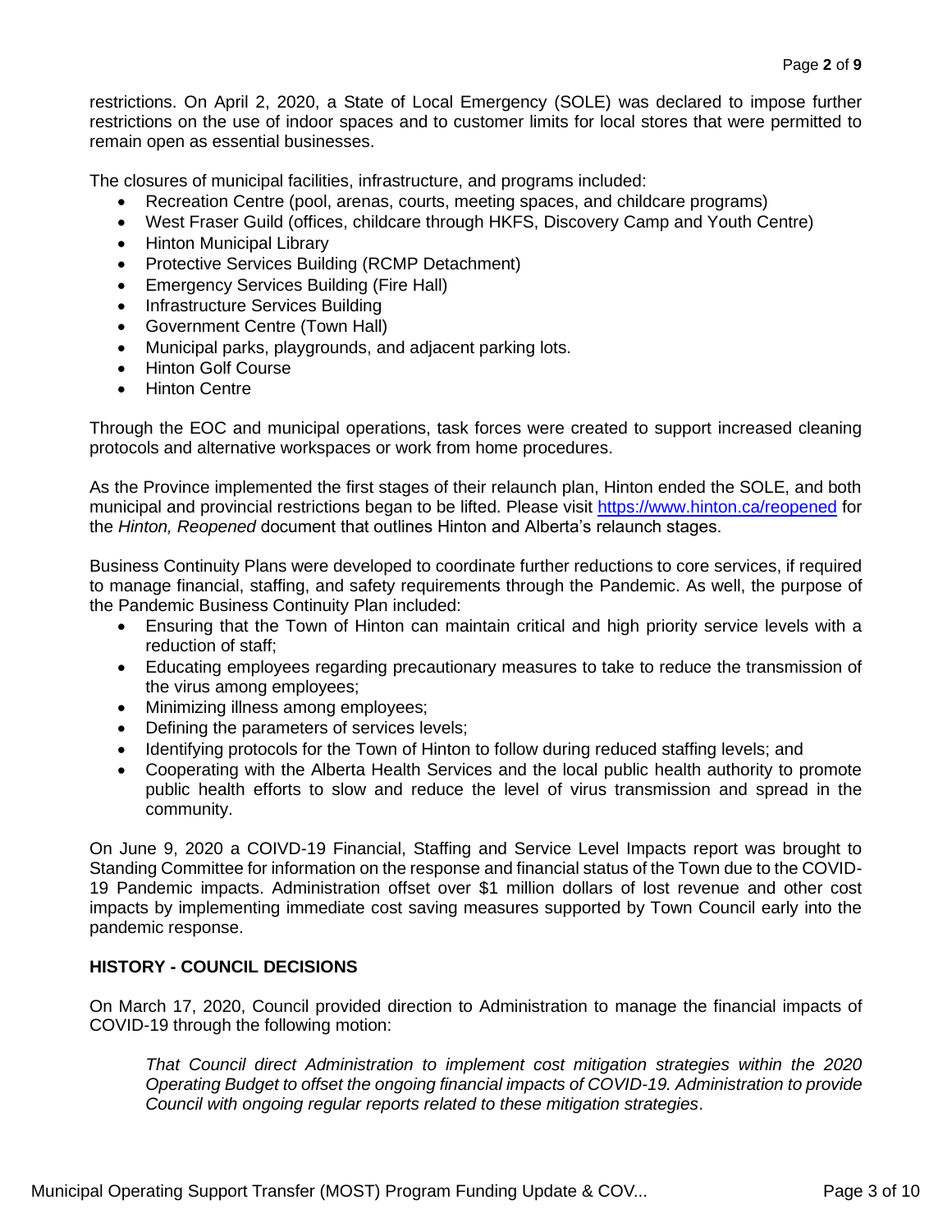restrictions. On April 2, 2020, a State of Local Emergency (SOLE) was declared to impose further restrictions on the use of indoor spaces and to customer limits for local stores that were permitted to remain open as essential businesses.

The closures of municipal facilities, infrastructure, and programs included:

- Recreation Centre (pool, arenas, courts, meeting spaces, and childcare programs)
- West Fraser Guild (offices, childcare through HKFS, Discovery Camp and Youth Centre)
- Hinton Municipal Library
- Protective Services Building (RCMP Detachment)
- Emergency Services Building (Fire Hall)
- Infrastructure Services Building
- Government Centre (Town Hall)
- Municipal parks, playgrounds, and adjacent parking lots.
- Hinton Golf Course
- Hinton Centre

Through the EOC and municipal operations, task forces were created to support increased cleaning protocols and alternative workspaces or work from home procedures.

As the Province implemented the first stages of their relaunch plan, Hinton ended the SOLE, and both municipal and provincial restrictions began to be lifted. Please visit https://www.hinton.ca/reopened for the *Hinton, Reopened* document that outlines Hinton and Alberta's relaunch stages.

Business Continuity Plans were developed to coordinate further reductions to core services, if required to manage financial, staffing, and safety requirements through the Pandemic. As well, the purpose of the Pandemic Business Continuity Plan included:

- Ensuring that the Town of Hinton can maintain critical and high priority service levels with a reduction of staff;
- Educating employees regarding precautionary measures to take to reduce the transmission of the virus among employees;
- Minimizing illness among employees;
- Defining the parameters of services levels;
- Identifying protocols for the Town of Hinton to follow during reduced staffing levels; and
- Cooperating with the Alberta Health Services and the local public health authority to promote public health efforts to slow and reduce the level of virus transmission and spread in the community.

On June 9, 2020 a COIVD-19 Financial, Staffing and Service Level Impacts report was brought to Standing Committee for information on the response and financial status of the Town due to the COVID-19 Pandemic impacts. Administration offset over $1 million dollars of lost revenue and other cost impacts by implementing immediate cost saving measures supported by Town Council early into the pandemic response.

**HISTORY - COUNCIL DECISIONS**

On March 17, 2020, Council provided direction to Administration to manage the financial impacts of COVID-19 through the following motion:

> *That Council direct Administration to implement cost mitigation strategies within the 2020 Operating Budget to offset the ongoing financial impacts of COVID-19. Administration to provide Council with ongoing regular reports related to these mitigation strategies*.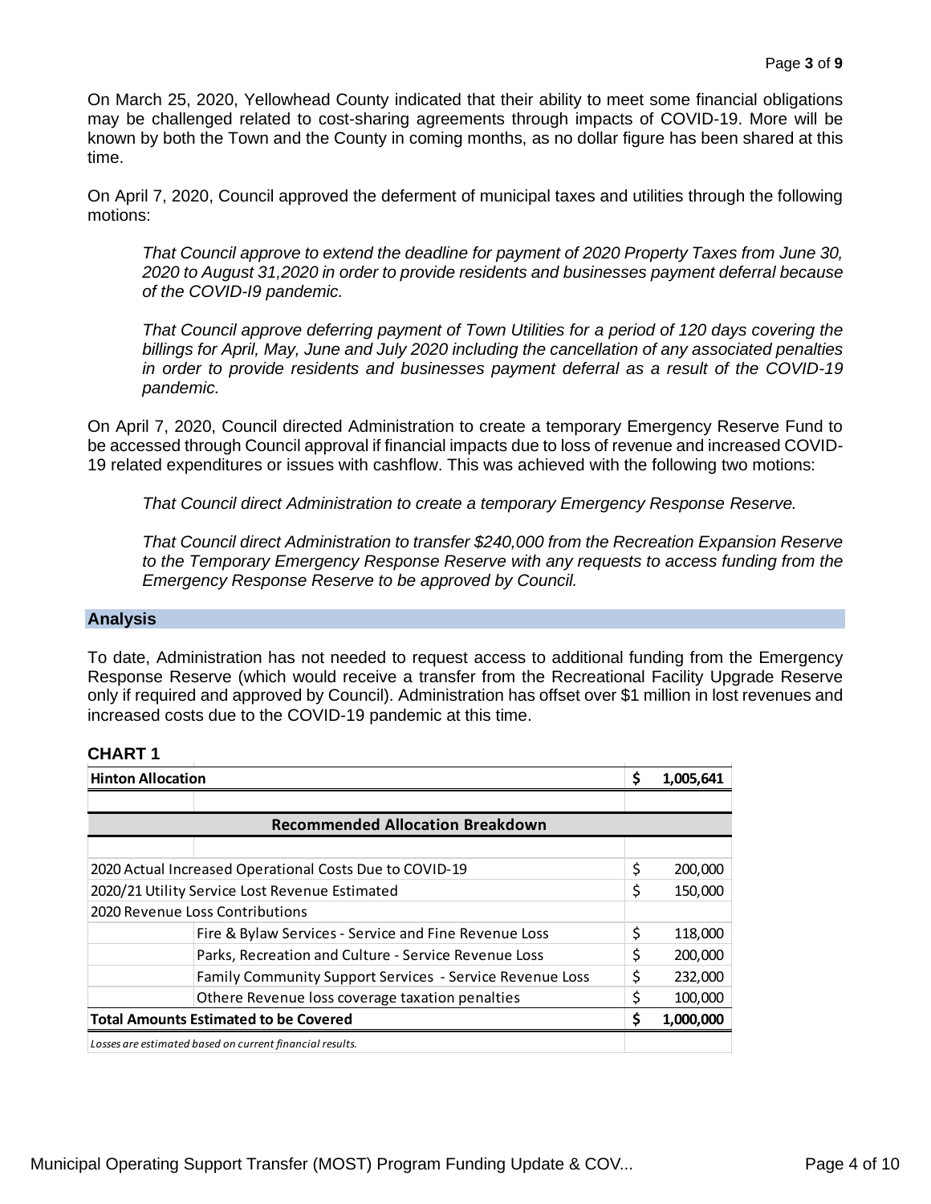On March 25, 2020, Yellowhead County indicated that their ability to meet some financial obligations may be challenged related to cost-sharing agreements through impacts of COVID-19. More will be known by both the Town and the County in coming months, as no dollar figure has been shared at this time.

On April 7, 2020, Council approved the deferment of municipal taxes and utilities through the following motions:

> *That Council approve to extend the deadline for payment of 2020 Property Taxes from June 30, 2020 to August 31,2020 in order to provide residents and businesses payment deferral because of the COVID-I9 pandemic.*
>
> *That Council approve deferring payment of Town Utilities for a period of 120 days covering the billings for April, May, June and July 2020 including the cancellation of any associated penalties in order to provide residents and businesses payment deferral as a result of the COVID-19 pandemic.*

On April 7, 2020, Council directed Administration to create a temporary Emergency Reserve Fund to be accessed through Council approval if financial impacts due to loss of revenue and increased COVID-19 related expenditures or issues with cashflow. This was achieved with the following two motions:

> *That Council direct Administration to create a temporary Emergency Response Reserve.*
>
> *That Council direct Administration to transfer $240,000 from the Recreation Expansion Reserve to the Temporary Emergency Response Reserve with any requests to access funding from the Emergency Response Reserve to be approved by Council.*

## Analysis

To date, Administration has not needed to request access to additional funding from the Emergency Response Reserve (which would receive a transfer from the Recreational Facility Upgrade Reserve only if required and approved by Council). Administration has offset over $1 million in lost revenues and increased costs due to the COVID-19 pandemic at this time.

### CHART 1

| **Hinton Allocation** | | **$ 1,005,641** |
|---|---|---|
| | | |
| **Recommended Allocation Breakdown** | | |
| 2020 Actual Increased Operational Costs Due to COVID-19 | | $ 200,000 |
| 2020/21 Utility Service Lost Revenue Estimated | | $ 150,000 |
| 2020 Revenue Loss Contributions | | |
| | Fire & Bylaw Services - Service and Fine Revenue Loss | $ 118,000 |
| | Parks, Recreation and Culture - Service Revenue Loss | $ 200,000 |
| | Family Community Support Services - Service Revenue Loss | $ 232,000 |
| | Othere Revenue loss coverage taxation penalties | $ 100,000 |
| **Total Amounts Estimated to be Covered** | | **$ 1,000,000** |
| *Losses are estimated based on current financial results.* | | |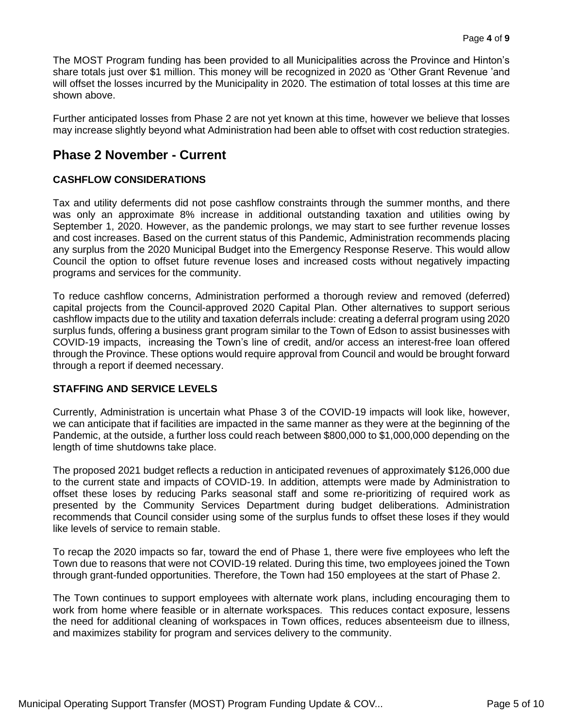The MOST Program funding has been provided to all Municipalities across the Province and Hinton's share totals just over $1 million. This money will be recognized in 2020 as 'Other Grant Revenue 'and will offset the losses incurred by the Municipality in 2020. The estimation of total losses at this time are shown above.

Further anticipated losses from Phase 2 are not yet known at this time, however we believe that losses may increase slightly beyond what Administration had been able to offset with cost reduction strategies.

## Phase 2 November - Current

### CASHFLOW CONSIDERATIONS

Tax and utility deferments did not pose cashflow constraints through the summer months, and there was only an approximate 8% increase in additional outstanding taxation and utilities owing by September 1, 2020. However, as the pandemic prolongs, we may start to see further revenue losses and cost increases. Based on the current status of this Pandemic, Administration recommends placing any surplus from the 2020 Municipal Budget into the Emergency Response Reserve. This would allow Council the option to offset future revenue loses and increased costs without negatively impacting programs and services for the community.

To reduce cashflow concerns, Administration performed a thorough review and removed (deferred) capital projects from the Council-approved 2020 Capital Plan. Other alternatives to support serious cashflow impacts due to the utility and taxation deferrals include: creating a deferral program using 2020 surplus funds, offering a business grant program similar to the Town of Edson to assist businesses with COVID-19 impacts, increasing the Town's line of credit, and/or access an interest-free loan offered through the Province. These options would require approval from Council and would be brought forward through a report if deemed necessary.

### STAFFING AND SERVICE LEVELS

Currently, Administration is uncertain what Phase 3 of the COVID-19 impacts will look like, however, we can anticipate that if facilities are impacted in the same manner as they were at the beginning of the Pandemic, at the outside, a further loss could reach between $800,000 to $1,000,000 depending on the length of time shutdowns take place.

The proposed 2021 budget reflects a reduction in anticipated revenues of approximately $126,000 due to the current state and impacts of COVID-19. In addition, attempts were made by Administration to offset these loses by reducing Parks seasonal staff and some re-prioritizing of required work as presented by the Community Services Department during budget deliberations. Administration recommends that Council consider using some of the surplus funds to offset these loses if they would like levels of service to remain stable.

To recap the 2020 impacts so far, toward the end of Phase 1, there were five employees who left the Town due to reasons that were not COVID-19 related. During this time, two employees joined the Town through grant-funded opportunities. Therefore, the Town had 150 employees at the start of Phase 2.

The Town continues to support employees with alternate work plans, including encouraging them to work from home where feasible or in alternate workspaces. This reduces contact exposure, lessens the need for additional cleaning of workspaces in Town offices, reduces absenteeism due to illness, and maximizes stability for program and services delivery to the community.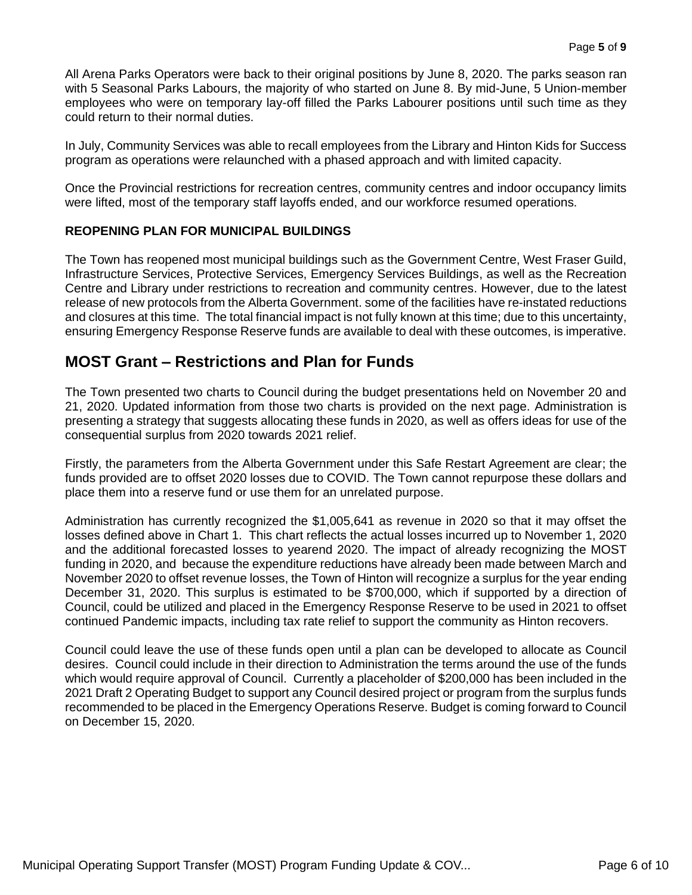All Arena Parks Operators were back to their original positions by June 8, 2020. The parks season ran with 5 Seasonal Parks Labours, the majority of who started on June 8. By mid-June, 5 Union-member employees who were on temporary lay-off filled the Parks Labourer positions until such time as they could return to their normal duties.

In July, Community Services was able to recall employees from the Library and Hinton Kids for Success program as operations were relaunched with a phased approach and with limited capacity.

Once the Provincial restrictions for recreation centres, community centres and indoor occupancy limits were lifted, most of the temporary staff layoffs ended, and our workforce resumed operations.

**REOPENING PLAN FOR MUNICIPAL BUILDINGS**

The Town has reopened most municipal buildings such as the Government Centre, West Fraser Guild, Infrastructure Services, Protective Services, Emergency Services Buildings, as well as the Recreation Centre and Library under restrictions to recreation and community centres. However, due to the latest release of new protocols from the Alberta Government. some of the facilities have re-instated reductions and closures at this time. The total financial impact is not fully known at this time; due to this uncertainty, ensuring Emergency Response Reserve funds are available to deal with these outcomes, is imperative.

## MOST Grant – Restrictions and Plan for Funds

The Town presented two charts to Council during the budget presentations held on November 20 and 21, 2020. Updated information from those two charts is provided on the next page. Administration is presenting a strategy that suggests allocating these funds in 2020, as well as offers ideas for use of the consequential surplus from 2020 towards 2021 relief.

Firstly, the parameters from the Alberta Government under this Safe Restart Agreement are clear; the funds provided are to offset 2020 losses due to COVID. The Town cannot repurpose these dollars and place them into a reserve fund or use them for an unrelated purpose.

Administration has currently recognized the $1,005,641 as revenue in 2020 so that it may offset the losses defined above in Chart 1. This chart reflects the actual losses incurred up to November 1, 2020 and the additional forecasted losses to yearend 2020. The impact of already recognizing the MOST funding in 2020, and because the expenditure reductions have already been made between March and November 2020 to offset revenue losses, the Town of Hinton will recognize a surplus for the year ending December 31, 2020. This surplus is estimated to be $700,000, which if supported by a direction of Council, could be utilized and placed in the Emergency Response Reserve to be used in 2021 to offset continued Pandemic impacts, including tax rate relief to support the community as Hinton recovers.

Council could leave the use of these funds open until a plan can be developed to allocate as Council desires. Council could include in their direction to Administration the terms around the use of the funds which would require approval of Council. Currently a placeholder of $200,000 has been included in the 2021 Draft 2 Operating Budget to support any Council desired project or program from the surplus funds recommended to be placed in the Emergency Operations Reserve. Budget is coming forward to Council on December 15, 2020.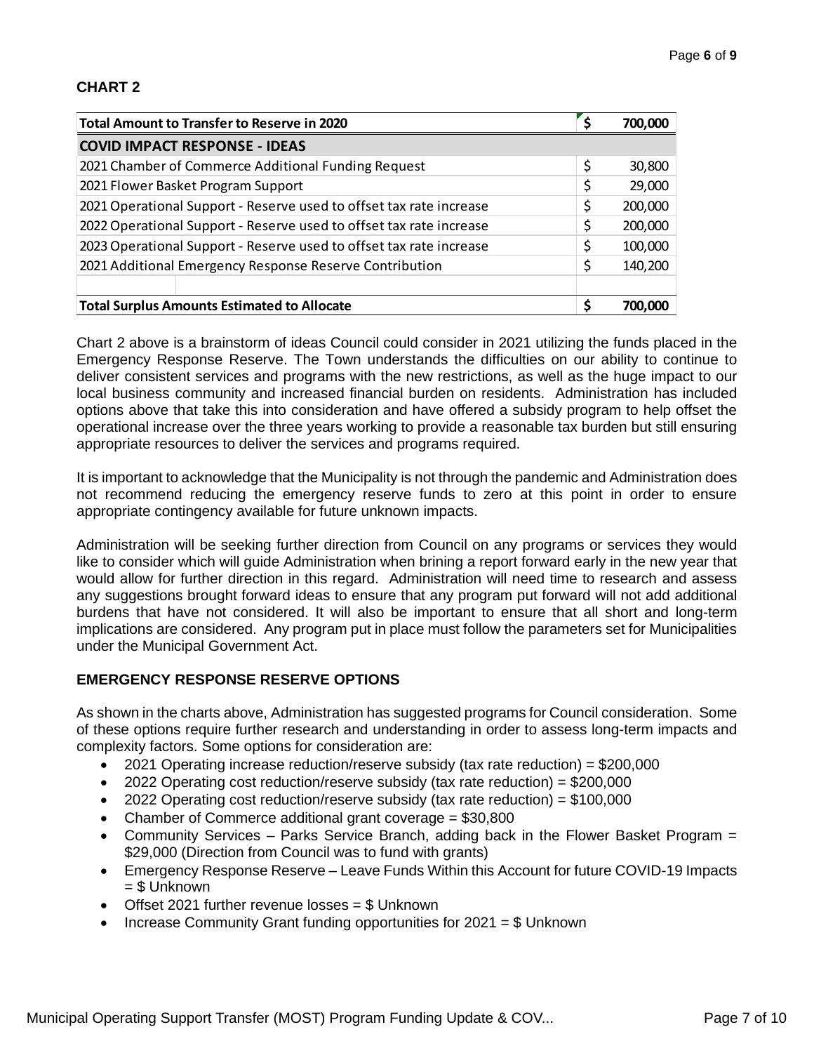**CHART 2**

| Total Amount to Transfer to Reserve in 2020 | $ 700,000 |
|---|---|
| **COVID IMPACT RESPONSE - IDEAS** | |
| 2021 Chamber of Commerce Additional Funding Request | $ 30,800 |
| 2021 Flower Basket Program Support | $ 29,000 |
| 2021 Operational Support - Reserve used to offset tax rate increase | $ 200,000 |
| 2022 Operational Support - Reserve used to offset tax rate increase | $ 200,000 |
| 2023 Operational Support - Reserve used to offset tax rate increase | $ 100,000 |
| 2021 Additional Emergency Response Reserve Contribution | $ 140,200 |
| | |
| **Total Surplus Amounts Estimated to Allocate** | **$ 700,000** |

Chart 2 above is a brainstorm of ideas Council could consider in 2021 utilizing the funds placed in the Emergency Response Reserve. The Town understands the difficulties on our ability to continue to deliver consistent services and programs with the new restrictions, as well as the huge impact to our local business community and increased financial burden on residents. Administration has included options above that take this into consideration and have offered a subsidy program to help offset the operational increase over the three years working to provide a reasonable tax burden but still ensuring appropriate resources to deliver the services and programs required.

It is important to acknowledge that the Municipality is not through the pandemic and Administration does not recommend reducing the emergency reserve funds to zero at this point in order to ensure appropriate contingency available for future unknown impacts.

Administration will be seeking further direction from Council on any programs or services they would like to consider which will guide Administration when brining a report forward early in the new year that would allow for further direction in this regard. Administration will need time to research and assess any suggestions brought forward ideas to ensure that any program put forward will not add additional burdens that have not considered. It will also be important to ensure that all short and long-term implications are considered. Any program put in place must follow the parameters set for Municipalities under the Municipal Government Act.

**EMERGENCY RESPONSE RESERVE OPTIONS**

As shown in the charts above, Administration has suggested programs for Council consideration. Some of these options require further research and understanding in order to assess long-term impacts and complexity factors. Some options for consideration are:

- 2021 Operating increase reduction/reserve subsidy (tax rate reduction) = $200,000
- 2022 Operating cost reduction/reserve subsidy (tax rate reduction) = $200,000
- 2022 Operating cost reduction/reserve subsidy (tax rate reduction) = $100,000
- Chamber of Commerce additional grant coverage = $30,800
- Community Services – Parks Service Branch, adding back in the Flower Basket Program = $29,000 (Direction from Council was to fund with grants)
- Emergency Response Reserve – Leave Funds Within this Account for future COVID-19 Impacts = $ Unknown
- Offset 2021 further revenue losses = $ Unknown
- Increase Community Grant funding opportunities for 2021 = $ Unknown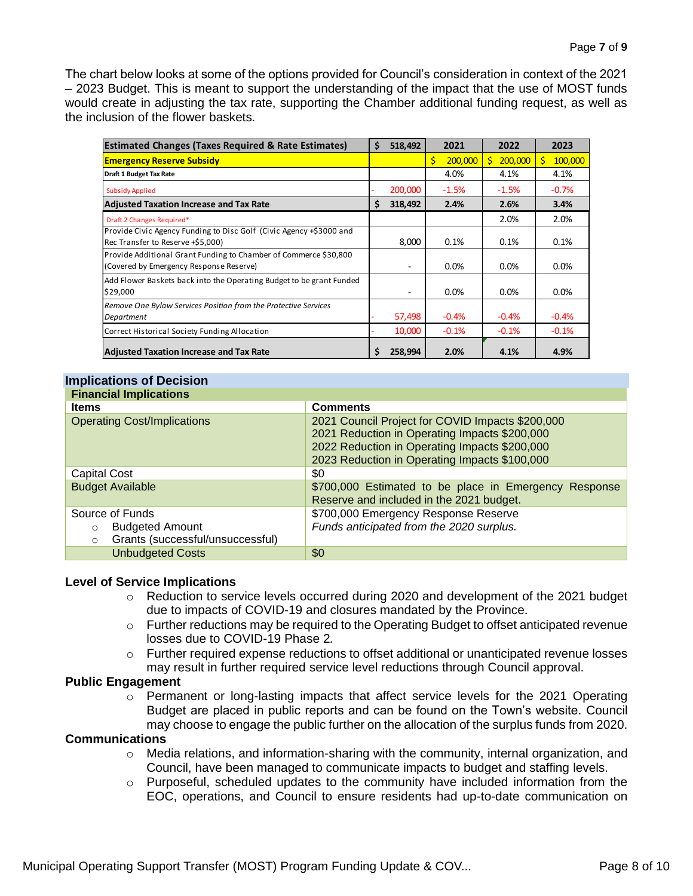The chart below looks at some of the options provided for Council's consideration in context of the 2021 – 2023 Budget. This is meant to support the understanding of the impact that the use of MOST funds would create in adjusting the tax rate, supporting the Chamber additional funding request, as well as the inclusion of the flower baskets.

| Estimated Changes (Taxes Required & Rate Estimates) | $ 518,492 | 2021 | 2022 | 2023 |
|---|---|---|---|---|
| **Emergency Reserve Subsidy** | | $ 200,000 | $ 200,000 | $ 100,000 |
| Draft 1 Budget Tax Rate | | 4.0% | 4.1% | 4.1% |
| Subsidy Applied | - 200,000 | -1.5% | -1.5% | -0.7% |
| **Adjusted Taxation Increase and Tax Rate** | $ 318,492 | 2.4% | 2.6% | 3.4% |
| Draft 2 Changes Required* | | | 2.0% | 2.0% |
| Provide Civic Agency Funding to Disc Golf (Civic Agency +$3000 and Rec Transfer to Reserve +$5,000) | 8,000 | 0.1% | 0.1% | 0.1% |
| Provide Additional Grant Funding to Chamber of Commerce $30,800 (Covered by Emergency Response Reserve) | - | 0.0% | 0.0% | 0.0% |
| Add Flower Baskets back into the Operating Budget to be grant Funded $29,000 | - | 0.0% | 0.0% | 0.0% |
| *Remove One Bylaw Services Position from the Protective Services Department* | - 57,498 | -0.4% | -0.4% | -0.4% |
| Correct Historical Society Funding Allocation | - 10,000 | -0.1% | -0.1% | -0.1% |
| **Adjusted Taxation Increase and Tax Rate** | $ 258,994 | 2.0% | 4.1% | 4.9% |

## Implications of Decision

### Financial Implications

| Items | Comments |
|---|---|
| Operating Cost/Implications | 2021 Council Project for COVID Impacts $200,000<br>2021 Reduction in Operating Impacts $200,000<br>2022 Reduction in Operating Impacts $200,000<br>2023 Reduction in Operating Impacts $100,000 |
| Capital Cost | $0 |
| Budget Available | $700,000 Estimated to be place in Emergency Response Reserve and included in the 2021 budget. |
| Source of Funds<br>○ Budgeted Amount<br>○ Grants (successful/unsuccessful) | $700,000 Emergency Response Reserve<br>*Funds anticipated from the 2020 surplus.* |
| Unbudgeted Costs | $0 |

### Level of Service Implications

- Reduction to service levels occurred during 2020 and development of the 2021 budget due to impacts of COVID-19 and closures mandated by the Province.
- Further reductions may be required to the Operating Budget to offset anticipated revenue losses due to COVID-19 Phase 2.
- Further required expense reductions to offset additional or unanticipated revenue losses may result in further required service level reductions through Council approval.

### Public Engagement

- Permanent or long-lasting impacts that affect service levels for the 2021 Operating Budget are placed in public reports and can be found on the Town's website. Council may choose to engage the public further on the allocation of the surplus funds from 2020.

### Communications

- Media relations, and information-sharing with the community, internal organization, and Council, have been managed to communicate impacts to budget and staffing levels.
- Purposeful, scheduled updates to the community have included information from the EOC, operations, and Council to ensure residents had up-to-date communication on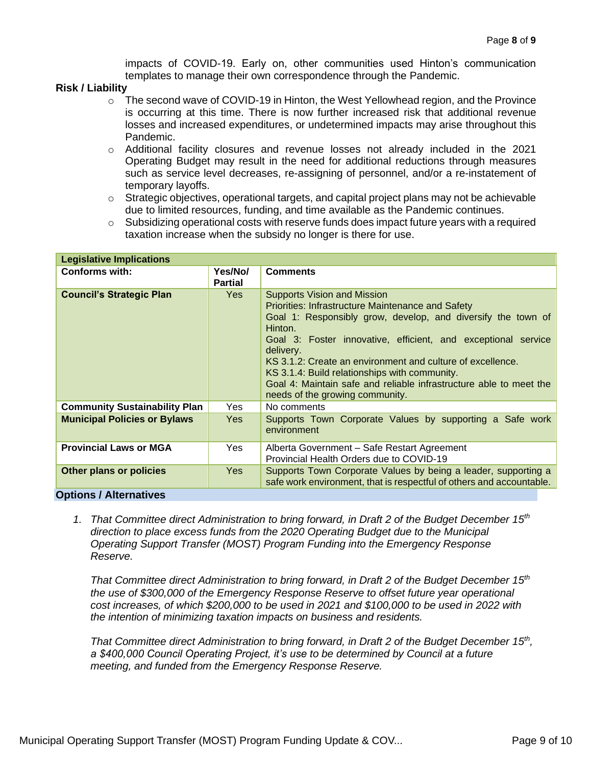impacts of COVID-19. Early on, other communities used Hinton's communication templates to manage their own correspondence through the Pandemic.

**Risk / Liability**

- The second wave of COVID-19 in Hinton, the West Yellowhead region, and the Province is occurring at this time. There is now further increased risk that additional revenue losses and increased expenditures, or undetermined impacts may arise throughout this Pandemic.
- Additional facility closures and revenue losses not already included in the 2021 Operating Budget may result in the need for additional reductions through measures such as service level decreases, re-assigning of personnel, and/or a re-instatement of temporary layoffs.
- Strategic objectives, operational targets, and capital project plans may not be achievable due to limited resources, funding, and time available as the Pandemic continues.
- Subsidizing operational costs with reserve funds does impact future years with a required taxation increase when the subsidy no longer is there for use.

| **Legislative Implications** | | |
|---|---|---|
| **Conforms with:** | **Yes/No/ Partial** | **Comments** |
| **Council's Strategic Plan** | Yes | Supports Vision and Mission<br>Priorities: Infrastructure Maintenance and Safety<br>Goal 1: Responsibly grow, develop, and diversify the town of Hinton.<br>Goal 3: Foster innovative, efficient, and exceptional service delivery.<br>KS 3.1.2: Create an environment and culture of excellence.<br>KS 3.1.4: Build relationships with community.<br>Goal 4: Maintain safe and reliable infrastructure able to meet the needs of the growing community. |
| **Community Sustainability Plan** | Yes | No comments |
| **Municipal Policies or Bylaws** | Yes | Supports Town Corporate Values by supporting a Safe work environment |
| **Provincial Laws or MGA** | Yes | Alberta Government – Safe Restart Agreement<br>Provincial Health Orders due to COVID-19 |
| **Other plans or policies** | Yes | Supports Town Corporate Values by being a leader, supporting a safe work environment, that is respectful of others and accountable. |

**Options / Alternatives**

1. *That Committee direct Administration to bring forward, in Draft 2 of the Budget December 15th direction to place excess funds from the 2020 Operating Budget due to the Municipal Operating Support Transfer (MOST) Program Funding into the Emergency Response Reserve.*

   *That Committee direct Administration to bring forward, in Draft 2 of the Budget December 15th the use of $300,000 of the Emergency Response Reserve to offset future year operational cost increases, of which $200,000 to be used in 2021 and $100,000 to be used in 2022 with the intention of minimizing taxation impacts on business and residents.*

   *That Committee direct Administration to bring forward, in Draft 2 of the Budget December 15th, a $400,000 Council Operating Project, it's use to be determined by Council at a future meeting, and funded from the Emergency Response Reserve.*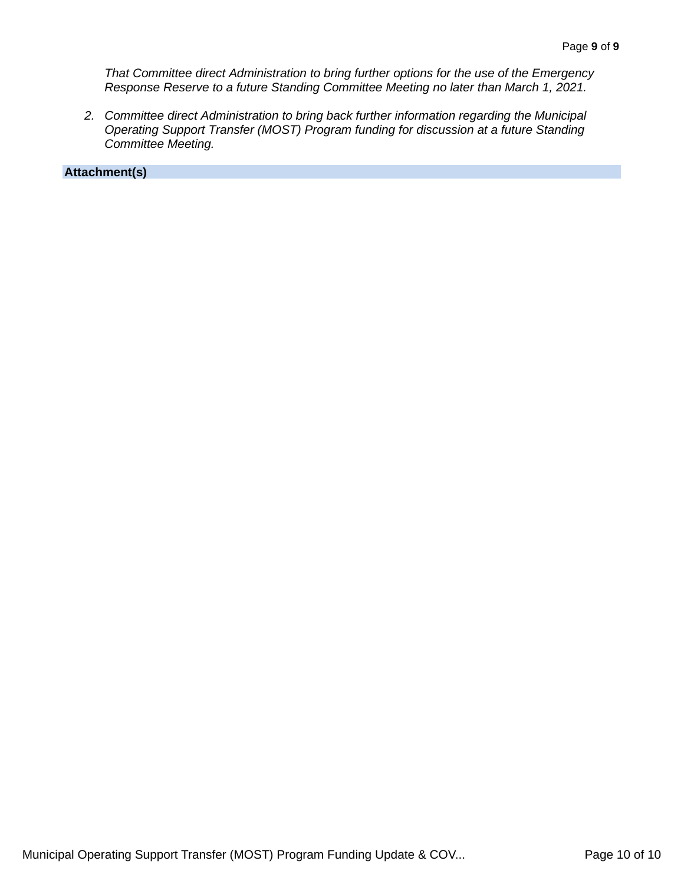*That Committee direct Administration to bring further options for the use of the Emergency Response Reserve to a future Standing Committee Meeting no later than March 1, 2021.*

2. *Committee direct Administration to bring back further information regarding the Municipal Operating Support Transfer (MOST) Program funding for discussion at a future Standing Committee Meeting.*

**Attachment(s)**